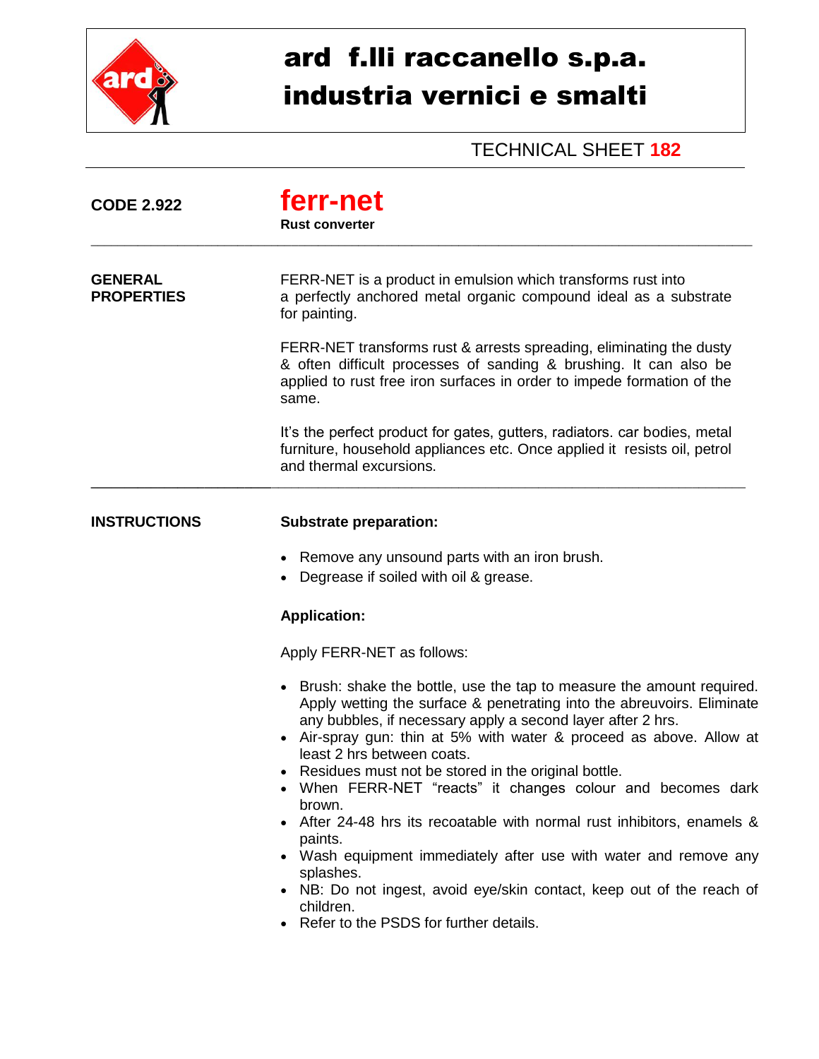# ard f.lli raccanello s.p.a.
# industria vernici e smalti

TECHNICAL SHEET **182**

**CODE 2.922**

## ferr-net

**Rust converter**

---

**GENERAL PROPERTIES**

FERR-NET is a product in emulsion which transforms rust into a perfectly anchored metal organic compound ideal as a substrate for painting.

FERR-NET transforms rust & arrests spreading, eliminating the dusty & often difficult processes of sanding & brushing. It can also be applied to rust free iron surfaces in order to impede formation of the same.

It's the perfect product for gates, gutters, radiators. car bodies, metal furniture, household appliances etc. Once applied it resists oil, petrol and thermal excursions.

---

**INSTRUCTIONS**

**Substrate preparation:**

- Remove any unsound parts with an iron brush.
- Degrease if soiled with oil & grease.

**Application:**

Apply FERR-NET as follows:

- Brush: shake the bottle, use the tap to measure the amount required. Apply wetting the surface & penetrating into the abreuvoirs. Eliminate any bubbles, if necessary apply a second layer after 2 hrs.
- Air-spray gun: thin at 5% with water & proceed as above. Allow at least 2 hrs between coats.
- Residues must not be stored in the original bottle.
- When FERR-NET "reacts" it changes colour and becomes dark brown.
- After 24-48 hrs its recoatable with normal rust inhibitors, enamels & paints.
- Wash equipment immediately after use with water and remove any splashes.
- NB: Do not ingest, avoid eye/skin contact, keep out of the reach of children.
- Refer to the PSDS for further details.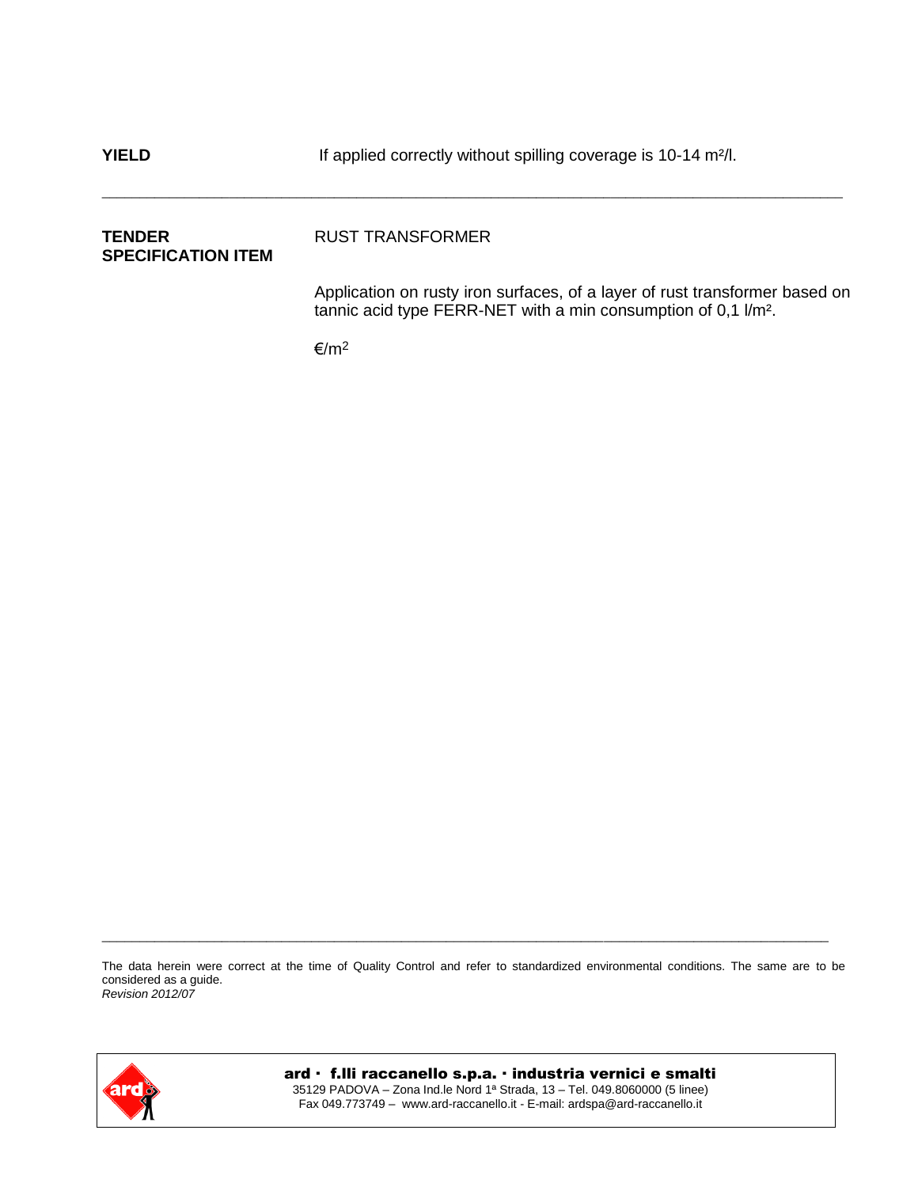**YIELD**

If applied correctly without spilling coverage is 10-14 m²/l.

---

**TENDER SPECIFICATION ITEM**

RUST TRANSFORMER

Application on rusty iron surfaces, of a layer of rust transformer based on tannic acid type FERR-NET with a min consumption of 0,1 l/m².

€/m²

---

The data herein were correct at the time of Quality Control and refer to standardized environmental conditions. The same are to be considered as a guide.

*Revision 2012/07*

**ard · f.lli raccanello s.p.a. · industria vernici e smalti**
35129 PADOVA – Zona Ind.le Nord 1ª Strada, 13 – Tel. 049.8060000 (5 linee)
Fax 049.773749 – www.ard-raccanello.it - E-mail: ardspa@ard-raccanello.it